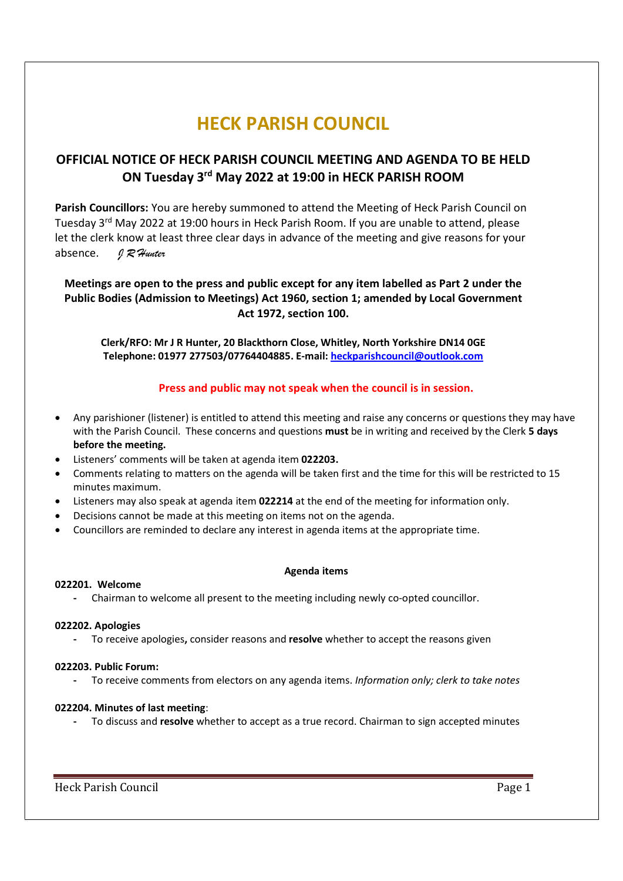# HECK PARISH COUNCIL

## OFFICIAL NOTICE OF HECK PARISH COUNCIL MEETING AND AGENDA TO BE HELD ON Tuesday 3rd May 2022 at 19:00 in HECK PARISH ROOM

**Parish Councillors:** You are hereby summoned to attend the Meeting of Heck Parish Council on Tuesday 3rd May 2022 at 19:00 hours in Heck Parish Room. If you are unable to attend, please let the clerk know at least three clear days in advance of the meeting and give reasons for your absence. *J R Hunter*

**Meetings are open to the press and public except for any item labelled as Part 2 under the Public Bodies (Admission to Meetings) Act 1960, section 1; amended by Local Government Act 1972, section 100.**

**Clerk/RFO: Mr J R Hunter, 20 Blackthorn Close, Whitley, North Yorkshire DN14 0GE**
**Telephone: 01977 277503/07764404885. E-mail: heckparishcouncil@outlook.com**

**Press and public may not speak when the council is in session.**

- Any parishioner (listener) is entitled to attend this meeting and raise any concerns or questions they may have with the Parish Council. These concerns and questions **must** be in writing and received by the Clerk **5 days before the meeting.**
- Listeners' comments will be taken at agenda item **022203.**
- Comments relating to matters on the agenda will be taken first and the time for this will be restricted to 15 minutes maximum.
- Listeners may also speak at agenda item **022214** at the end of the meeting for information only.
- Decisions cannot be made at this meeting on items not on the agenda.
- Councillors are reminded to declare any interest in agenda items at the appropriate time.

**Agenda items**

**022201. Welcome**

- Chairman to welcome all present to the meeting including newly co-opted councillor.

**022202. Apologies**

- To receive apologies**,** consider reasons and **resolve** whether to accept the reasons given

**022203. Public Forum:**

- To receive comments from electors on any agenda items. *Information only; clerk to take notes*

**022204. Minutes of last meeting**:

- To discuss and **resolve** whether to accept as a true record. Chairman to sign accepted minutes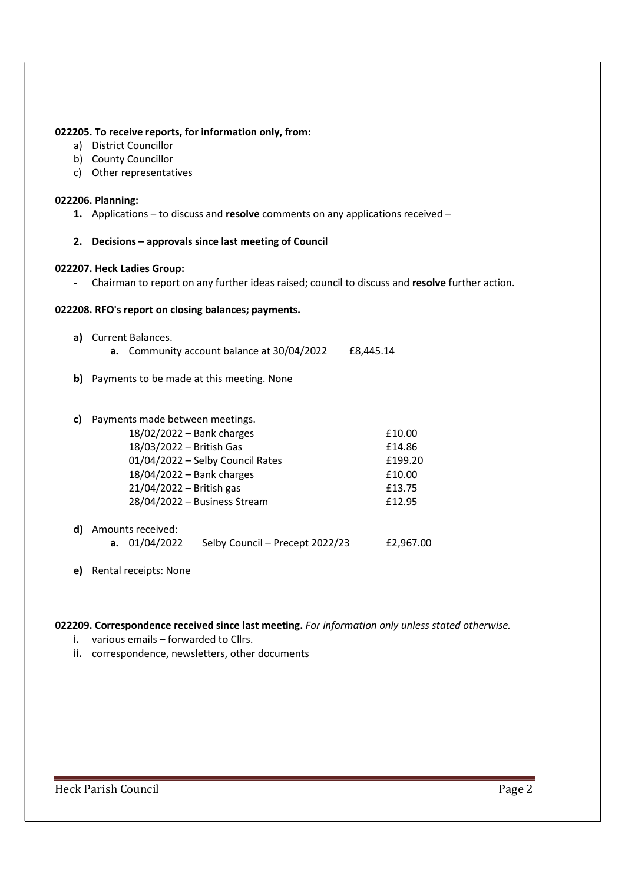**022205. To receive reports, for information only, from:**

a) District Councillor
b) County Councillor
c) Other representatives

**022206. Planning:**

1. Applications – to discuss and **resolve** comments on any applications received –

2. **Decisions – approvals since last meeting of Council**

**022207. Heck Ladies Group:**

- Chairman to report on any further ideas raised; council to discuss and **resolve** further action.

**022208. RFO's report on closing balances; payments.**

**a)** Current Balances.
   **a.** Community account balance at 30/04/2022 £8,445.14

**b)** Payments to be made at this meeting. None

**c)** Payments made between meetings.

| | |
|---|---|
| 18/02/2022 – Bank charges | £10.00 |
| 18/03/2022 – British Gas | £14.86 |
| 01/04/2022 – Selby Council Rates | £199.20 |
| 18/04/2022 – Bank charges | £10.00 |
| 21/04/2022 – British gas | £13.75 |
| 28/04/2022 – Business Stream | £12.95 |

**d)** Amounts received:
   **a.** 01/04/2022 Selby Council – Precept 2022/23 £2,967.00

**e)** Rental receipts: None

**022209. Correspondence received since last meeting.** *For information only unless stated otherwise.*

i. various emails – forwarded to Cllrs.
ii. correspondence, newsletters, other documents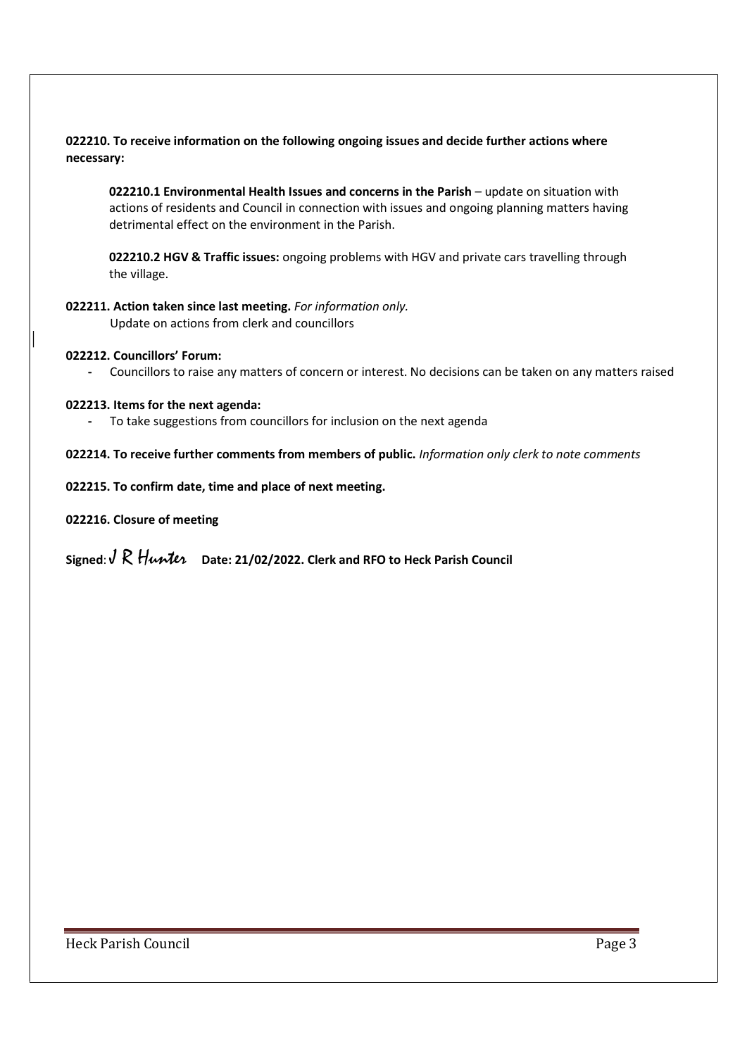**022210. To receive information on the following ongoing issues and decide further actions where necessary:**

**022210.1 Environmental Health Issues and concerns in the Parish** – update on situation with actions of residents and Council in connection with issues and ongoing planning matters having detrimental effect on the environment in the Parish.

**022210.2 HGV & Traffic issues:** ongoing problems with HGV and private cars travelling through the village.

**022211. Action taken since last meeting.** *For information only.*
Update on actions from clerk and councillors

**022212. Councillors' Forum:**

- Councillors to raise any matters of concern or interest. No decisions can be taken on any matters raised

**022213. Items for the next agenda:**

- To take suggestions from councillors for inclusion on the next agenda

**022214. To receive further comments from members of public.** *Information only clerk to note comments*

**022215. To confirm date, time and place of next meeting.**

**022216. Closure of meeting**

**Signed**: J R Hunter **Date: 21/02/2022. Clerk and RFO to Heck Parish Council**